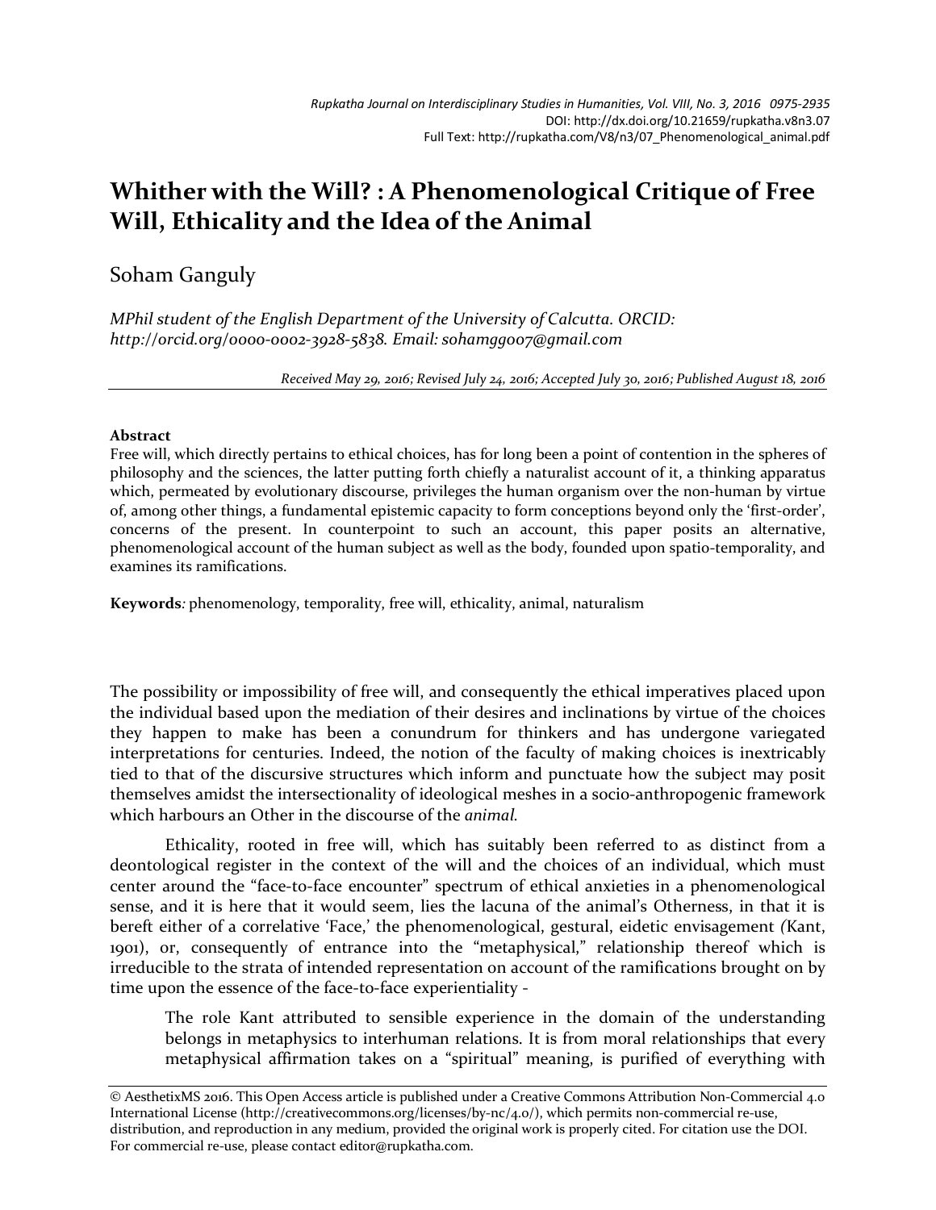Rupkatha Journal on Interdisciplinary Studies in Humanities, Vol. VIII, No. 3, 2016 0975-2935
DOI: http://dx.doi.org/10.21659/rupkatha.v8n3.07
Full Text: http://rupkatha.com/V8/n3/07_Phenomenological_animal.pdf

# Whither with the Will? : A Phenomenological Critique of Free Will, Ethicality and the Idea of the Animal

Soham Ganguly

*MPhil student of the English Department of the University of Calcutta. ORCID: http://orcid.org/0000-0002-3928-5838. Email: sohamgg007@gmail.com*

*Received May 29, 2016; Revised July 24, 2016; Accepted July 30, 2016; Published August 18, 2016*

**Abstract**

Free will, which directly pertains to ethical choices, has for long been a point of contention in the spheres of philosophy and the sciences, the latter putting forth chiefly a naturalist account of it, a thinking apparatus which, permeated by evolutionary discourse, privileges the human organism over the non-human by virtue of, among other things, a fundamental epistemic capacity to form conceptions beyond only the 'first-order', concerns of the present. In counterpoint to such an account, this paper posits an alternative, phenomenological account of the human subject as well as the body, founded upon spatio-temporality, and examines its ramifications.

**Keywords***:* phenomenology, temporality, free will, ethicality, animal, naturalism

The possibility or impossibility of free will, and consequently the ethical imperatives placed upon the individual based upon the mediation of their desires and inclinations by virtue of the choices they happen to make has been a conundrum for thinkers and has undergone variegated interpretations for centuries. Indeed, the notion of the faculty of making choices is inextricably tied to that of the discursive structures which inform and punctuate how the subject may posit themselves amidst the intersectionality of ideological meshes in a socio-anthropogenic framework which harbours an Other in the discourse of the *animal*.

Ethicality, rooted in free will, which has suitably been referred to as distinct from a deontological register in the context of the will and the choices of an individual, which must center around the "face-to-face encounter" spectrum of ethical anxieties in a phenomenological sense, and it is here that it would seem, lies the lacuna of the animal's Otherness, in that it is bereft either of a correlative 'Face,' the phenomenological, gestural, eidetic envisagement *(*Kant, 1901), or, consequently of entrance into the "metaphysical," relationship thereof which is irreducible to the strata of intended representation on account of the ramifications brought on by time upon the essence of the face-to-face experientiality -

> The role Kant attributed to sensible experience in the domain of the understanding belongs in metaphysics to interhuman relations. It is from moral relationships that every metaphysical affirmation takes on a "spiritual" meaning, is purified of everything with

© AesthetixMS 2016. This Open Access article is published under a Creative Commons Attribution Non-Commercial 4.0 International License (http://creativecommons.org/licenses/by-nc/4.0/), which permits non-commercial re-use, distribution, and reproduction in any medium, provided the original work is properly cited. For citation use the DOI. For commercial re-use, please contact editor@rupkatha.com.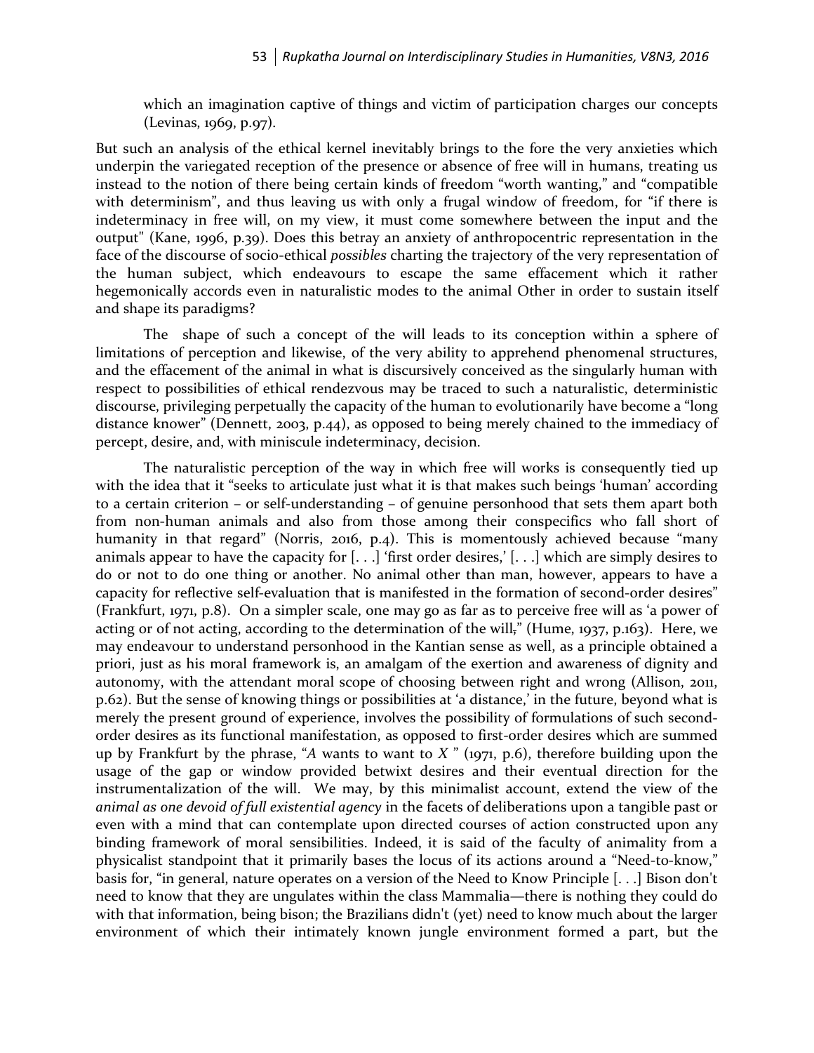which an imagination captive of things and victim of participation charges our concepts (Levinas, 1969, p.97).

But such an analysis of the ethical kernel inevitably brings to the fore the very anxieties which underpin the variegated reception of the presence or absence of free will in humans, treating us instead to the notion of there being certain kinds of freedom "worth wanting," and "compatible with determinism", and thus leaving us with only a frugal window of freedom, for "if there is indeterminacy in free will, on my view, it must come somewhere between the input and the output" (Kane, 1996, p.39). Does this betray an anxiety of anthropocentric representation in the face of the discourse of socio-ethical *possibles* charting the trajectory of the very representation of the human subject, which endeavours to escape the same effacement which it rather hegemonically accords even in naturalistic modes to the animal Other in order to sustain itself and shape its paradigms?

The shape of such a concept of the will leads to its conception within a sphere of limitations of perception and likewise, of the very ability to apprehend phenomenal structures, and the effacement of the animal in what is discursively conceived as the singularly human with respect to possibilities of ethical rendezvous may be traced to such a naturalistic, deterministic discourse, privileging perpetually the capacity of the human to evolutionarily have become a "long distance knower" (Dennett, 2003, p.44), as opposed to being merely chained to the immediacy of percept, desire, and, with miniscule indeterminacy, decision.

The naturalistic perception of the way in which free will works is consequently tied up with the idea that it "seeks to articulate just what it is that makes such beings 'human' according to a certain criterion – or self-understanding – of genuine personhood that sets them apart both from non-human animals and also from those among their conspecifics who fall short of humanity in that regard" (Norris, 2016, p.4). This is momentously achieved because "many animals appear to have the capacity for [. . .] 'first order desires,' [. . .] which are simply desires to do or not to do one thing or another. No animal other than man, however, appears to have a capacity for reflective self-evaluation that is manifested in the formation of second-order desires" (Frankfurt, 1971, p.8). On a simpler scale, one may go as far as to perceive free will as 'a power of acting or of not acting, according to the determination of the will," (Hume, 1937, p.163). Here, we may endeavour to understand personhood in the Kantian sense as well, as a principle obtained a priori, just as his moral framework is, an amalgam of the exertion and awareness of dignity and autonomy, with the attendant moral scope of choosing between right and wrong (Allison, 2011, p.62). But the sense of knowing things or possibilities at 'a distance,' in the future, beyond what is merely the present ground of experience, involves the possibility of formulations of such second-order desires as its functional manifestation, as opposed to first-order desires which are summed up by Frankfurt by the phrase, "*A* wants to want to *X* " (1971, p.6), therefore building upon the usage of the gap or window provided betwixt desires and their eventual direction for the instrumentalization of the will. We may, by this minimalist account, extend the view of the *animal as one devoid of full existential agency* in the facets of deliberations upon a tangible past or even with a mind that can contemplate upon directed courses of action constructed upon any binding framework of moral sensibilities. Indeed, it is said of the faculty of animality from a physicalist standpoint that it primarily bases the locus of its actions around a "Need-to-know," basis for, "in general, nature operates on a version of the Need to Know Principle [. . .] Bison don't need to know that they are ungulates within the class Mammalia—there is nothing they could do with that information, being bison; the Brazilians didn't (yet) need to know much about the larger environment of which their intimately known jungle environment formed a part, but the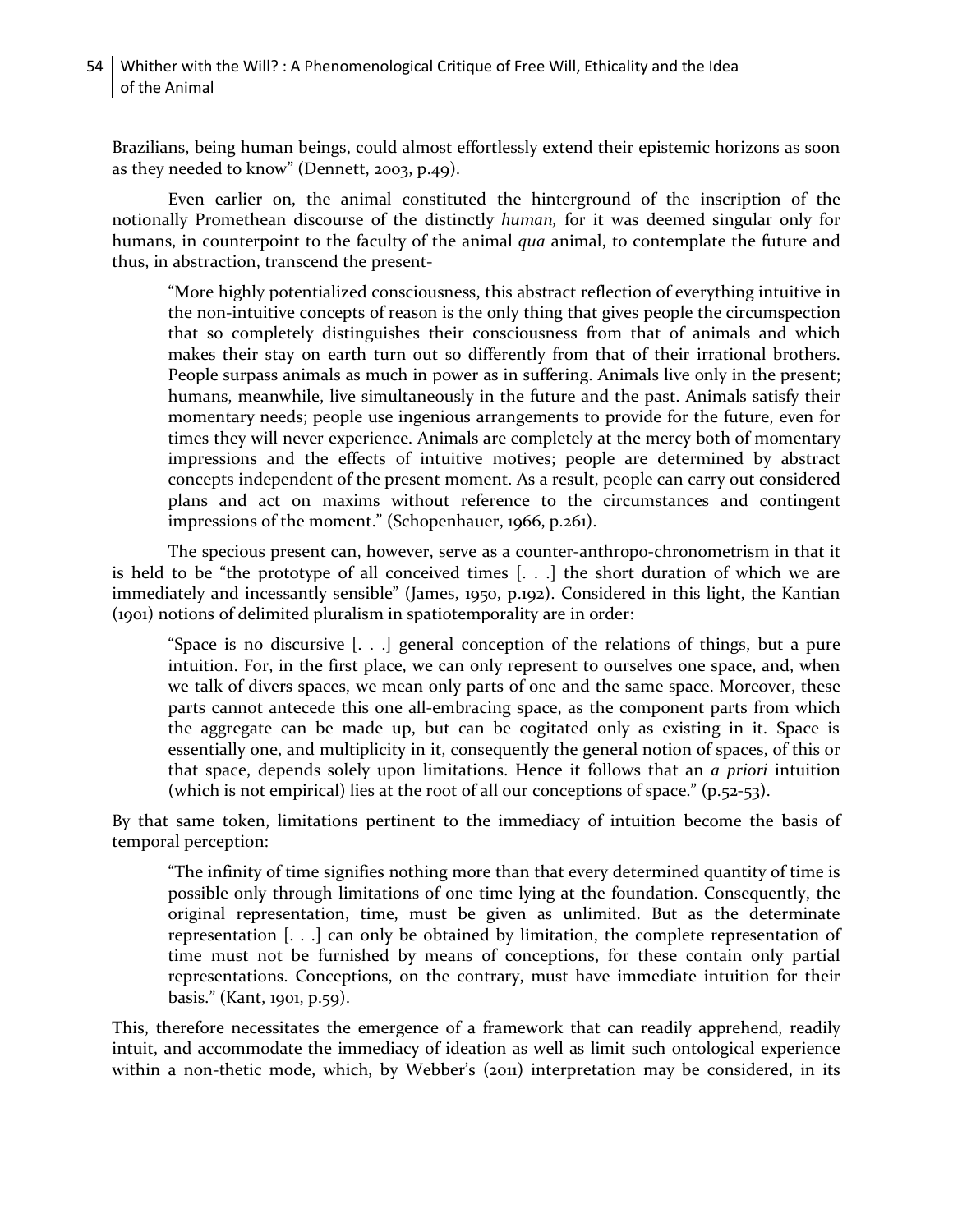Brazilians, being human beings, could almost effortlessly extend their epistemic horizons as soon as they needed to know" (Dennett, 2003, p.49).

Even earlier on, the animal constituted the hinterground of the inscription of the notionally Promethean discourse of the distinctly *human,* for it was deemed singular only for humans, in counterpoint to the faculty of the animal *qua* animal, to contemplate the future and thus, in abstraction, transcend the present-

> "More highly potentialized consciousness, this abstract reflection of everything intuitive in the non-intuitive concepts of reason is the only thing that gives people the circumspection that so completely distinguishes their consciousness from that of animals and which makes their stay on earth turn out so differently from that of their irrational brothers. People surpass animals as much in power as in suffering. Animals live only in the present; humans, meanwhile, live simultaneously in the future and the past. Animals satisfy their momentary needs; people use ingenious arrangements to provide for the future, even for times they will never experience. Animals are completely at the mercy both of momentary impressions and the effects of intuitive motives; people are determined by abstract concepts independent of the present moment. As a result, people can carry out considered plans and act on maxims without reference to the circumstances and contingent impressions of the moment." (Schopenhauer, 1966, p.261).

The specious present can, however, serve as a counter-anthropo-chronometrism in that it is held to be "the prototype of all conceived times [. . .] the short duration of which we are immediately and incessantly sensible" (James, 1950, p.192). Considered in this light, the Kantian (1901) notions of delimited pluralism in spatiotemporality are in order:

> "Space is no discursive [. . .] general conception of the relations of things, but a pure intuition. For, in the first place, we can only represent to ourselves one space, and, when we talk of divers spaces, we mean only parts of one and the same space. Moreover, these parts cannot antecede this one all-embracing space, as the component parts from which the aggregate can be made up, but can be cogitated only as existing in it. Space is essentially one, and multiplicity in it, consequently the general notion of spaces, of this or that space, depends solely upon limitations. Hence it follows that an *a priori* intuition (which is not empirical) lies at the root of all our conceptions of space." (p.52-53).

By that same token, limitations pertinent to the immediacy of intuition become the basis of temporal perception:

> "The infinity of time signifies nothing more than that every determined quantity of time is possible only through limitations of one time lying at the foundation. Consequently, the original representation, time, must be given as unlimited. But as the determinate representation [. . .] can only be obtained by limitation, the complete representation of time must not be furnished by means of conceptions, for these contain only partial representations. Conceptions, on the contrary, must have immediate intuition for their basis." (Kant, 1901, p.59).

This, therefore necessitates the emergence of a framework that can readily apprehend, readily intuit, and accommodate the immediacy of ideation as well as limit such ontological experience within a non-thetic mode, which, by Webber's (2011) interpretation may be considered, in its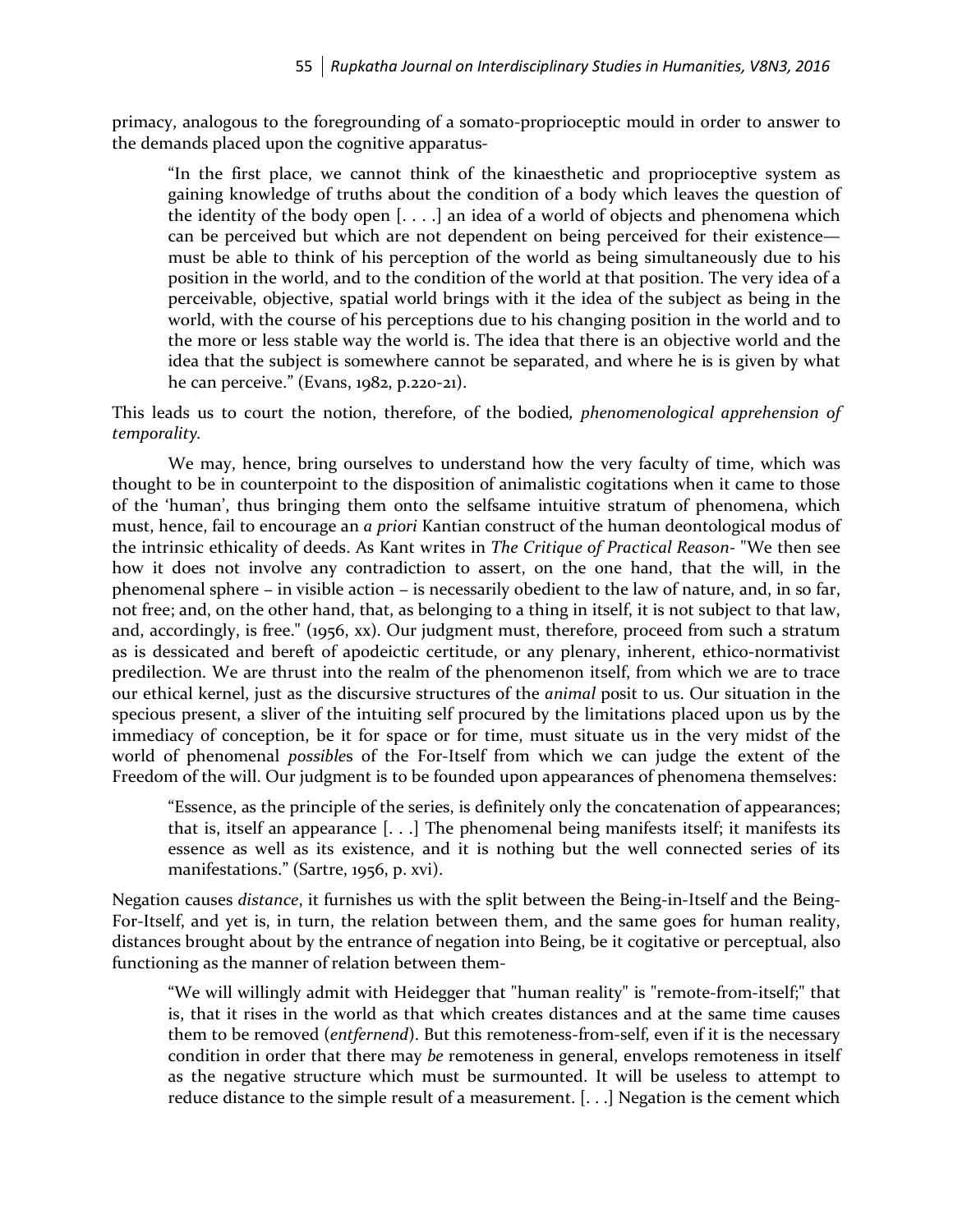primacy, analogous to the foregrounding of a somato-proprioceptic mould in order to answer to the demands placed upon the cognitive apparatus-

> "In the first place, we cannot think of the kinaesthetic and proprioceptive system as gaining knowledge of truths about the condition of a body which leaves the question of the identity of the body open [. . . .] an idea of a world of objects and phenomena which can be perceived but which are not dependent on being perceived for their existence—must be able to think of his perception of the world as being simultaneously due to his position in the world, and to the condition of the world at that position. The very idea of a perceivable, objective, spatial world brings with it the idea of the subject as being in the world, with the course of his perceptions due to his changing position in the world and to the more or less stable way the world is. The idea that there is an objective world and the idea that the subject is somewhere cannot be separated, and where he is is given by what he can perceive." (Evans, 1982, p.220-21).

This leads us to court the notion, therefore, of the bodied*, phenomenological apprehension of temporality*.

We may, hence, bring ourselves to understand how the very faculty of time, which was thought to be in counterpoint to the disposition of animalistic cogitations when it came to those of the 'human', thus bringing them onto the selfsame intuitive stratum of phenomena, which must, hence, fail to encourage an *a priori* Kantian construct of the human deontological modus of the intrinsic ethicality of deeds. As Kant writes in *The Critique of Practical Reason*- "We then see how it does not involve any contradiction to assert, on the one hand, that the will, in the phenomenal sphere – in visible action – is necessarily obedient to the law of nature, and, in so far, not free; and, on the other hand, that, as belonging to a thing in itself, it is not subject to that law, and, accordingly, is free." (1956, xx). Our judgment must, therefore, proceed from such a stratum as is dessicated and bereft of apodeictic certitude, or any plenary, inherent, ethico-normativist predilection. We are thrust into the realm of the phenomenon itself, from which we are to trace our ethical kernel, just as the discursive structures of the *animal* posit to us. Our situation in the specious present, a sliver of the intuiting self procured by the limitations placed upon us by the immediacy of conception, be it for space or for time, must situate us in the very midst of the world of phenomenal *possible*s of the For-Itself from which we can judge the extent of the Freedom of the will. Our judgment is to be founded upon appearances of phenomena themselves:

> "Essence, as the principle of the series, is definitely only the concatenation of appearances; that is, itself an appearance [. . .] The phenomenal being manifests itself; it manifests its essence as well as its existence, and it is nothing but the well connected series of its manifestations." (Sartre, 1956, p. xvi).

Negation causes *distance*, it furnishes us with the split between the Being-in-Itself and the Being-For-Itself, and yet is, in turn, the relation between them, and the same goes for human reality, distances brought about by the entrance of negation into Being, be it cogitative or perceptual, also functioning as the manner of relation between them-

> "We will willingly admit with Heidegger that "human reality" is "remote-from-itself;" that is, that it rises in the world as that which creates distances and at the same time causes them to be removed (*entfernend*). But this remoteness-from-self, even if it is the necessary condition in order that there may *be* remoteness in general, envelops remoteness in itself as the negative structure which must be surmounted. It will be useless to attempt to reduce distance to the simple result of a measurement. [. . .] Negation is the cement which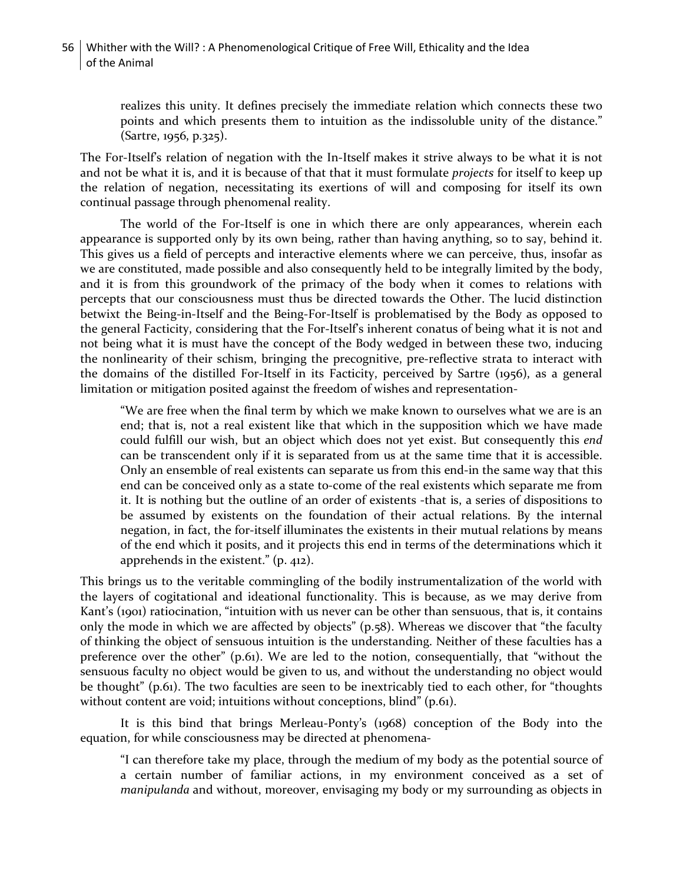> realizes this unity. It defines precisely the immediate relation which connects these two points and which presents them to intuition as the indissoluble unity of the distance." (Sartre, 1956, p.325).

The For-Itself's relation of negation with the In-Itself makes it strive always to be what it is not and not be what it is, and it is because of that that it must formulate *projects* for itself to keep up the relation of negation, necessitating its exertions of will and composing for itself its own continual passage through phenomenal reality.

The world of the For-Itself is one in which there are only appearances, wherein each appearance is supported only by its own being, rather than having anything, so to say, behind it. This gives us a field of percepts and interactive elements where we can perceive, thus, insofar as we are constituted, made possible and also consequently held to be integrally limited by the body, and it is from this groundwork of the primacy of the body when it comes to relations with percepts that our consciousness must thus be directed towards the Other. The lucid distinction betwixt the Being-in-Itself and the Being-For-Itself is problematised by the Body as opposed to the general Facticity, considering that the For-Itself's inherent conatus of being what it is not and not being what it is must have the concept of the Body wedged in between these two, inducing the nonlinearity of their schism, bringing the precognitive, pre-reflective strata to interact with the domains of the distilled For-Itself in its Facticity, perceived by Sartre (1956), as a general limitation or mitigation posited against the freedom of wishes and representation-

> "We are free when the final term by which we make known to ourselves what we are is an end; that is, not a real existent like that which in the supposition which we have made could fulfill our wish, but an object which does not yet exist. But consequently this *end* can be transcendent only if it is separated from us at the same time that it is accessible. Only an ensemble of real existents can separate us from this end-in the same way that this end can be conceived only as a state to-come of the real existents which separate me from it. It is nothing but the outline of an order of existents -that is, a series of dispositions to be assumed by existents on the foundation of their actual relations. By the internal negation, in fact, the for-itself illuminates the existents in their mutual relations by means of the end which it posits, and it projects this end in terms of the determinations which it apprehends in the existent." (p. 412).

This brings us to the veritable commingling of the bodily instrumentalization of the world with the layers of cogitational and ideational functionality. This is because, as we may derive from Kant's (1901) ratiocination, "intuition with us never can be other than sensuous, that is, it contains only the mode in which we are affected by objects" (p.58). Whereas we discover that "the faculty of thinking the object of sensuous intuition is the understanding. Neither of these faculties has a preference over the other" (p.61). We are led to the notion, consequentially, that "without the sensuous faculty no object would be given to us, and without the understanding no object would be thought" (p.61). The two faculties are seen to be inextricably tied to each other, for "thoughts without content are void; intuitions without conceptions, blind" (p.61).

It is this bind that brings Merleau-Ponty's (1968) conception of the Body into the equation, for while consciousness may be directed at phenomena-

> "I can therefore take my place, through the medium of my body as the potential source of a certain number of familiar actions, in my environment conceived as a set of *manipulanda* and without, moreover, envisaging my body or my surrounding as objects in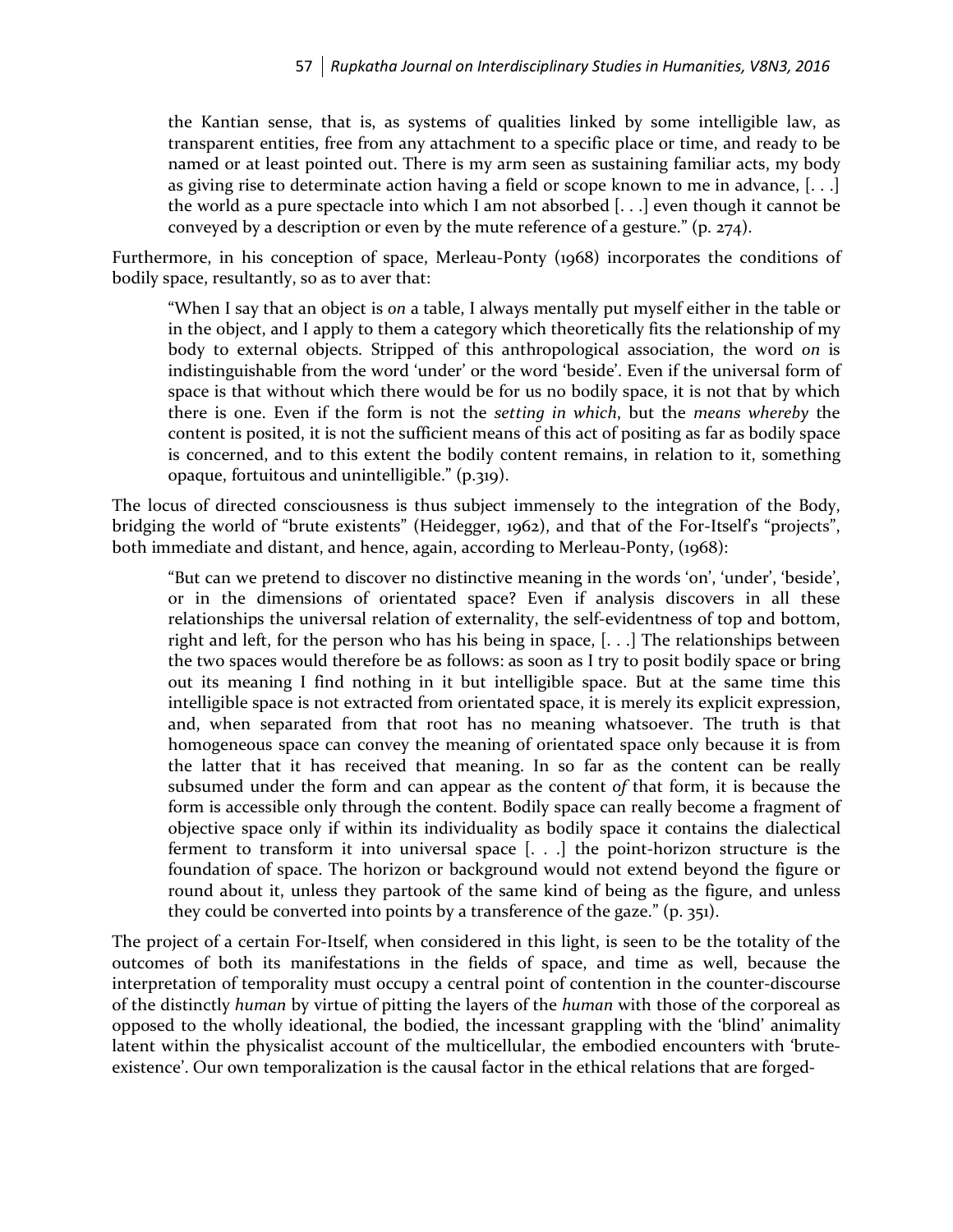> the Kantian sense, that is, as systems of qualities linked by some intelligible law, as transparent entities, free from any attachment to a specific place or time, and ready to be named or at least pointed out. There is my arm seen as sustaining familiar acts, my body as giving rise to determinate action having a field or scope known to me in advance, [. . .] the world as a pure spectacle into which I am not absorbed [. . .] even though it cannot be conveyed by a description or even by the mute reference of a gesture." (p. 274).

Furthermore, in his conception of space, Merleau-Ponty (1968) incorporates the conditions of bodily space, resultantly, so as to aver that:

> "When I say that an object is *on* a table, I always mentally put myself either in the table or in the object, and I apply to them a category which theoretically fits the relationship of my body to external objects. Stripped of this anthropological association, the word *on* is indistinguishable from the word 'under' or the word 'beside'. Even if the universal form of space is that without which there would be for us no bodily space, it is not that by which there is one. Even if the form is not the *setting in which*, but the *means whereby* the content is posited, it is not the sufficient means of this act of positing as far as bodily space is concerned, and to this extent the bodily content remains, in relation to it, something opaque, fortuitous and unintelligible." (p.319).

The locus of directed consciousness is thus subject immensely to the integration of the Body, bridging the world of "brute existents" (Heidegger, 1962), and that of the For-Itself's "projects", both immediate and distant, and hence, again, according to Merleau-Ponty, (1968):

> "But can we pretend to discover no distinctive meaning in the words 'on', 'under', 'beside', or in the dimensions of orientated space? Even if analysis discovers in all these relationships the universal relation of externality, the self-evidentness of top and bottom, right and left, for the person who has his being in space, [. . .] The relationships between the two spaces would therefore be as follows: as soon as I try to posit bodily space or bring out its meaning I find nothing in it but intelligible space. But at the same time this intelligible space is not extracted from orientated space, it is merely its explicit expression, and, when separated from that root has no meaning whatsoever. The truth is that homogeneous space can convey the meaning of orientated space only because it is from the latter that it has received that meaning. In so far as the content can be really subsumed under the form and can appear as the content *of* that form, it is because the form is accessible only through the content. Bodily space can really become a fragment of objective space only if within its individuality as bodily space it contains the dialectical ferment to transform it into universal space [. . .] the point-horizon structure is the foundation of space. The horizon or background would not extend beyond the figure or round about it, unless they partook of the same kind of being as the figure, and unless they could be converted into points by a transference of the gaze." (p. 351).

The project of a certain For-Itself, when considered in this light, is seen to be the totality of the outcomes of both its manifestations in the fields of space, and time as well, because the interpretation of temporality must occupy a central point of contention in the counter-discourse of the distinctly *human* by virtue of pitting the layers of the *human* with those of the corporeal as opposed to the wholly ideational, the bodied, the incessant grappling with the 'blind' animality latent within the physicalist account of the multicellular, the embodied encounters with 'brute-existence'. Our own temporalization is the causal factor in the ethical relations that are forged-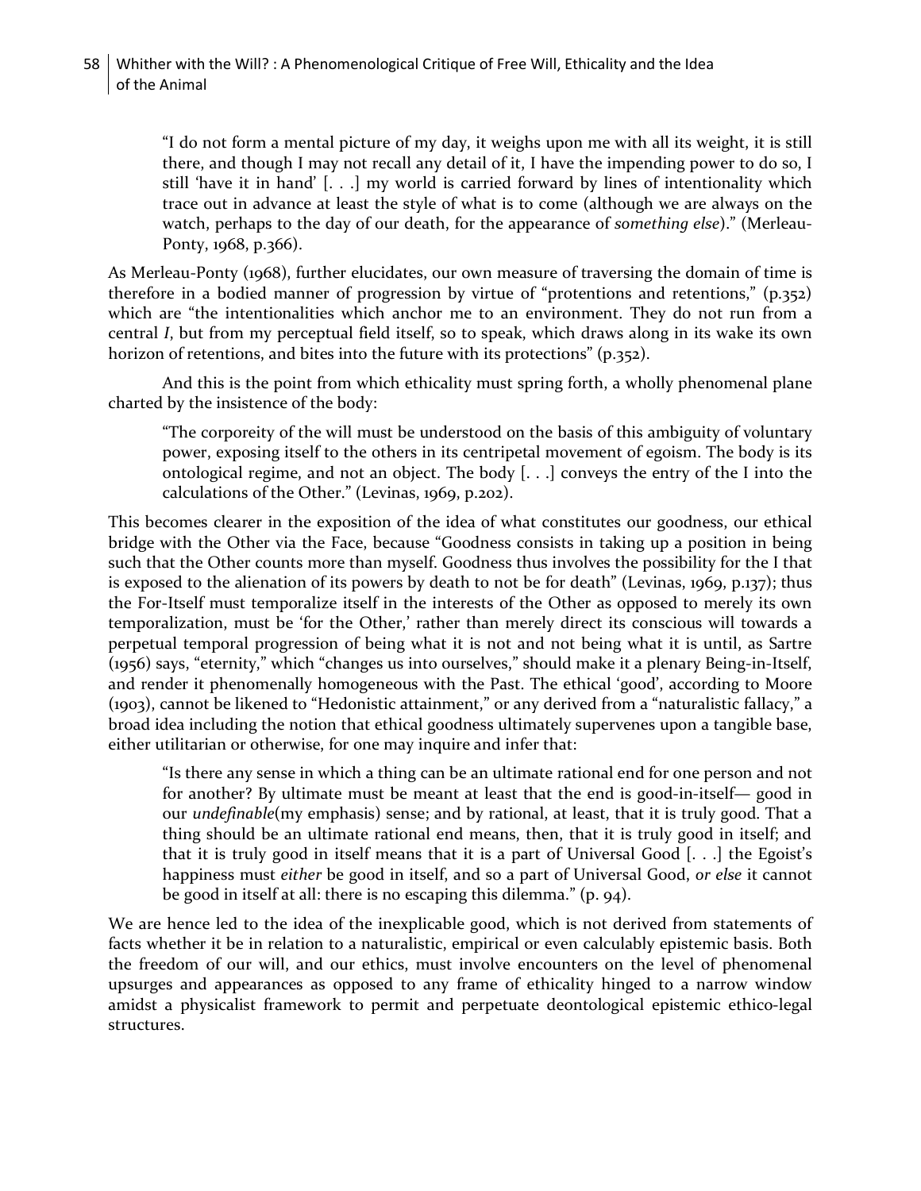> "I do not form a mental picture of my day, it weighs upon me with all its weight, it is still there, and though I may not recall any detail of it, I have the impending power to do so, I still 'have it in hand' [. . .] my world is carried forward by lines of intentionality which trace out in advance at least the style of what is to come (although we are always on the watch, perhaps to the day of our death, for the appearance of *something else*)." (Merleau-Ponty, 1968, p.366).

As Merleau-Ponty (1968), further elucidates, our own measure of traversing the domain of time is therefore in a bodied manner of progression by virtue of "protentions and retentions," (p.352) which are "the intentionalities which anchor me to an environment. They do not run from a central *I*, but from my perceptual field itself, so to speak, which draws along in its wake its own horizon of retentions, and bites into the future with its protections" (p.352).

And this is the point from which ethicality must spring forth, a wholly phenomenal plane charted by the insistence of the body:

> "The corporeity of the will must be understood on the basis of this ambiguity of voluntary power, exposing itself to the others in its centripetal movement of egoism. The body is its ontological regime, and not an object. The body [. . .] conveys the entry of the I into the calculations of the Other." (Levinas, 1969, p.202).

This becomes clearer in the exposition of the idea of what constitutes our goodness, our ethical bridge with the Other via the Face, because "Goodness consists in taking up a position in being such that the Other counts more than myself. Goodness thus involves the possibility for the I that is exposed to the alienation of its powers by death to not be for death" (Levinas, 1969, p.137); thus the For-Itself must temporalize itself in the interests of the Other as opposed to merely its own temporalization, must be 'for the Other,' rather than merely direct its conscious will towards a perpetual temporal progression of being what it is not and not being what it is until, as Sartre (1956) says, "eternity," which "changes us into ourselves," should make it a plenary Being-in-Itself, and render it phenomenally homogeneous with the Past. The ethical 'good', according to Moore (1903), cannot be likened to "Hedonistic attainment," or any derived from a "naturalistic fallacy," a broad idea including the notion that ethical goodness ultimately supervenes upon a tangible base, either utilitarian or otherwise, for one may inquire and infer that:

> "Is there any sense in which a thing can be an ultimate rational end for one person and not for another? By ultimate must be meant at least that the end is good-in-itself— good in our *undefinable*(my emphasis) sense; and by rational, at least, that it is truly good. That a thing should be an ultimate rational end means, then, that it is truly good in itself; and that it is truly good in itself means that it is a part of Universal Good [. . .] the Egoist's happiness must *either* be good in itself, and so a part of Universal Good, *or else* it cannot be good in itself at all: there is no escaping this dilemma." (p. 94).

We are hence led to the idea of the inexplicable good, which is not derived from statements of facts whether it be in relation to a naturalistic, empirical or even calculably epistemic basis. Both the freedom of our will, and our ethics, must involve encounters on the level of phenomenal upsurges and appearances as opposed to any frame of ethicality hinged to a narrow window amidst a physicalist framework to permit and perpetuate deontological epistemic ethico-legal structures.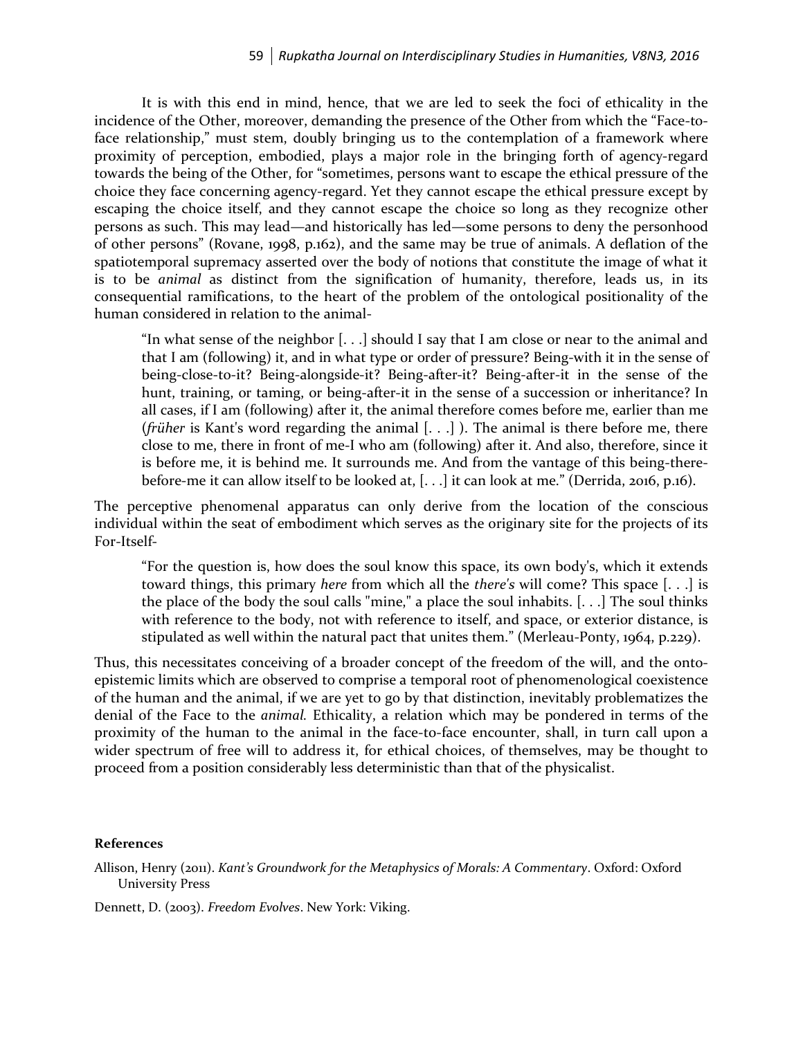It is with this end in mind, hence, that we are led to seek the foci of ethicality in the incidence of the Other, moreover, demanding the presence of the Other from which the "Face-to-face relationship," must stem, doubly bringing us to the contemplation of a framework where proximity of perception, embodied, plays a major role in the bringing forth of agency-regard towards the being of the Other, for "sometimes, persons want to escape the ethical pressure of the choice they face concerning agency-regard. Yet they cannot escape the ethical pressure except by escaping the choice itself, and they cannot escape the choice so long as they recognize other persons as such. This may lead—and historically has led—some persons to deny the personhood of other persons" (Rovane, 1998, p.162), and the same may be true of animals. A deflation of the spatiotemporal supremacy asserted over the body of notions that constitute the image of what it is to be *animal* as distinct from the signification of humanity, therefore, leads us, in its consequential ramifications, to the heart of the problem of the ontological positionality of the human considered in relation to the animal-

> "In what sense of the neighbor [. . .] should I say that I am close or near to the animal and that I am (following) it, and in what type or order of pressure? Being-with it in the sense of being-close-to-it? Being-alongside-it? Being-after-it? Being-after-it in the sense of the hunt, training, or taming, or being-after-it in the sense of a succession or inheritance? In all cases, if I am (following) after it, the animal therefore comes before me, earlier than me (*früher* is Kant's word regarding the animal [. . .] ). The animal is there before me, there close to me, there in front of me-I who am (following) after it. And also, therefore, since it is before me, it is behind me. It surrounds me. And from the vantage of this being-there-before-me it can allow itself to be looked at, [. . .] it can look at me." (Derrida, 2016, p.16).

The perceptive phenomenal apparatus can only derive from the location of the conscious individual within the seat of embodiment which serves as the originary site for the projects of its For-Itself-

> "For the question is, how does the soul know this space, its own body's, which it extends toward things, this primary *here* from which all the *there's* will come? This space [. . .] is the place of the body the soul calls "mine," a place the soul inhabits. [. . .] The soul thinks with reference to the body, not with reference to itself, and space, or exterior distance, is stipulated as well within the natural pact that unites them." (Merleau-Ponty, 1964, p.229).

Thus, this necessitates conceiving of a broader concept of the freedom of the will, and the onto-epistemic limits which are observed to comprise a temporal root of phenomenological coexistence of the human and the animal, if we are yet to go by that distinction, inevitably problematizes the denial of the Face to the *animal*. Ethicality, a relation which may be pondered in terms of the proximity of the human to the animal in the face-to-face encounter, shall, in turn call upon a wider spectrum of free will to address it, for ethical choices, of themselves, may be thought to proceed from a position considerably less deterministic than that of the physicalist.

**References**

Allison, Henry (2011). *Kant's Groundwork for the Metaphysics of Morals: A Commentary*. Oxford: Oxford University Press

Dennett, D. (2003). *Freedom Evolves*. New York: Viking.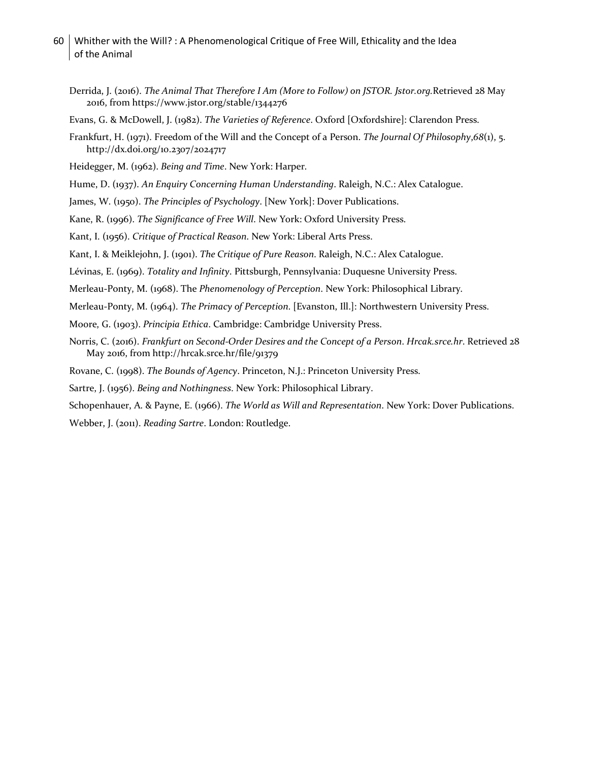Derrida, J. (2016). *The Animal That Therefore I Am (More to Follow) on JSTOR. Jstor.org.*Retrieved 28 May 2016, from https://www.jstor.org/stable/1344276

Evans, G. & McDowell, J. (1982). *The Varieties of Reference*. Oxford [Oxfordshire]: Clarendon Press.

Frankfurt, H. (1971). Freedom of the Will and the Concept of a Person. *The Journal Of Philosophy*,*68*(1), 5. http://dx.doi.org/10.2307/2024717

Heidegger, M. (1962). *Being and Time*. New York: Harper.

Hume, D. (1937). *An Enquiry Concerning Human Understanding*. Raleigh, N.C.: Alex Catalogue.

James, W. (1950). *The Principles of Psychology*. [New York]: Dover Publications.

Kane, R. (1996). *The Significance of Free Will*. New York: Oxford University Press.

Kant, I. (1956). *Critique of Practical Reason*. New York: Liberal Arts Press.

Kant, I. & Meiklejohn, J. (1901). *The Critique of Pure Reason*. Raleigh, N.C.: Alex Catalogue.

Lévinas, E. (1969). *Totality and Infinity*. Pittsburgh, Pennsylvania: Duquesne University Press.

Merleau-Ponty, M. (1968). The *Phenomenology of Perception*. New York: Philosophical Library.

Merleau-Ponty, M. (1964). *The Primacy of Perception*. [Evanston, Ill.]: Northwestern University Press.

Moore, G. (1903). *Principia Ethica*. Cambridge: Cambridge University Press.

Norris, C. (2016). *Frankfurt on Second-Order Desires and the Concept of a Person*. *Hrcak.srce.hr*. Retrieved 28 May 2016, from http://hrcak.srce.hr/file/91379

Rovane, C. (1998). *The Bounds of Agency*. Princeton, N.J.: Princeton University Press.

Sartre, J. (1956). *Being and Nothingness*. New York: Philosophical Library.

Schopenhauer, A. & Payne, E. (1966). *The World as Will and Representation*. New York: Dover Publications.

Webber, J. (2011). *Reading Sartre*. London: Routledge.